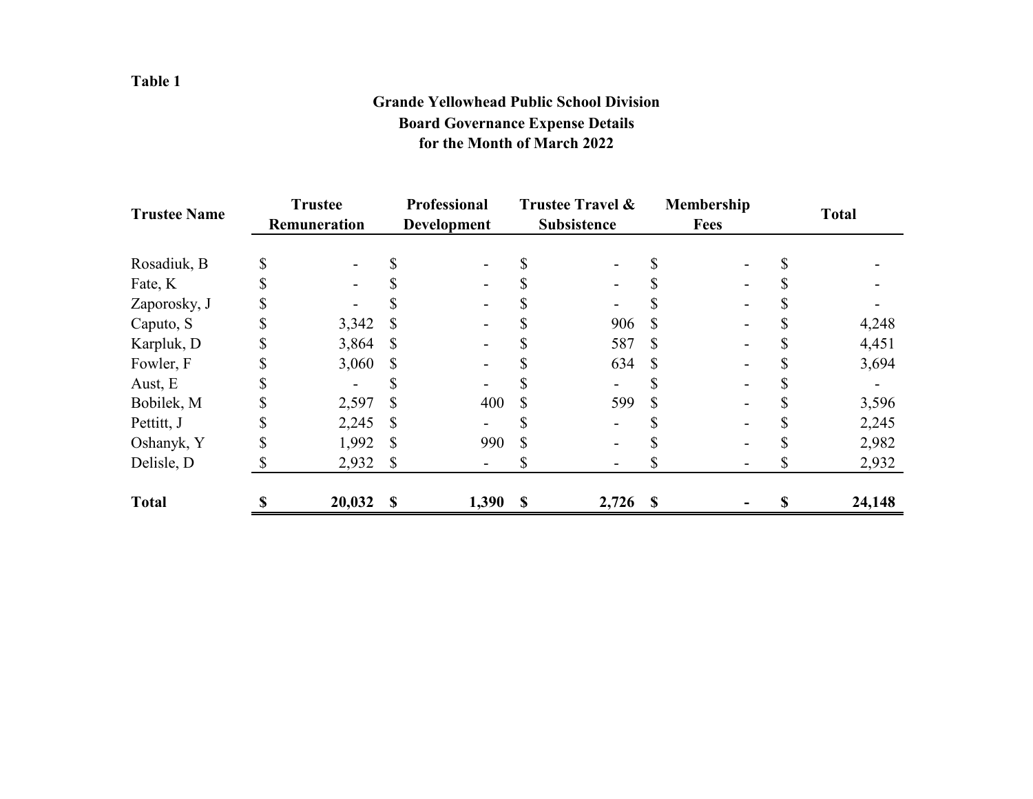**Table 1**

**Grande Yellowhead Public School Division**
**Board Governance Expense Details**
**for the Month of March 2022**

| Trustee Name | Trustee Remuneration | Professional Development | Trustee Travel & Subsistence | Membership Fees | Total |
|---|---|---|---|---|---|
| Rosadiuk, B | $ - | $ - | $ - | $ - | $ - |
| Fate, K | $ - | $ - | $ - | $ - | $ - |
| Zaporosky, J | $ - | $ - | $ - | $ - | $ - |
| Caputo, S | $ 3,342 | $ - | $ 906 | $ - | $ 4,248 |
| Karpluk, D | $ 3,864 | $ - | $ 587 | $ - | $ 4,451 |
| Fowler, F | $ 3,060 | $ - | $ 634 | $ - | $ 3,694 |
| Aust, E | $ - | $ - | $ - | $ - | $ - |
| Bobilek, M | $ 2,597 | $ 400 | $ 599 | $ - | $ 3,596 |
| Pettitt, J | $ 2,245 | $ - | $ - | $ - | $ 2,245 |
| Oshanyk, Y | $ 1,992 | $ 990 | $ - | $ - | $ 2,982 |
| Delisle, D | $ 2,932 | $ - | $ - | $ - | $ 2,932 |
| **Total** | **$ 20,032** | **$ 1,390** | **$ 2,726** | **$ -** | **$ 24,148** |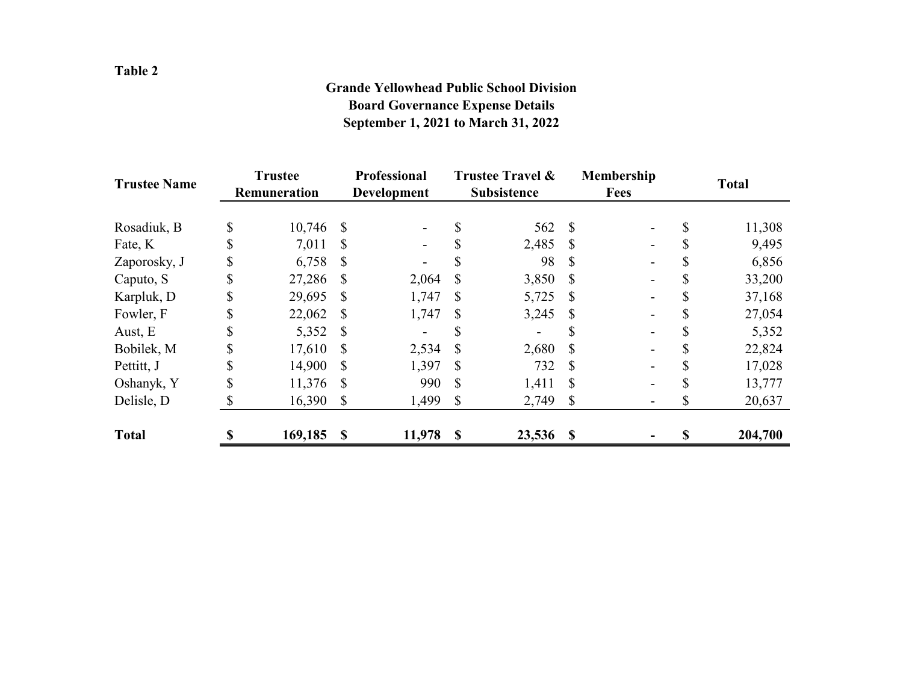**Table 2**

## Grande Yellowhead Public School Division
## Board Governance Expense Details
## September 1, 2021 to March 31, 2022

| Trustee Name | Trustee Remuneration | Professional Development | Trustee Travel & Subsistence | Membership Fees | Total |
|---|---|---|---|---|---|
| Rosadiuk, B | $ 10,746 | $ - | $ 562 | $ - | $ 11,308 |
| Fate, K | $ 7,011 | $ - | $ 2,485 | $ - | $ 9,495 |
| Zaporosky, J | $ 6,758 | $ - | $ 98 | $ - | $ 6,856 |
| Caputo, S | $ 27,286 | $ 2,064 | $ 3,850 | $ - | $ 33,200 |
| Karpluk, D | $ 29,695 | $ 1,747 | $ 5,725 | $ - | $ 37,168 |
| Fowler, F | $ 22,062 | $ 1,747 | $ 3,245 | $ - | $ 27,054 |
| Aust, E | $ 5,352 | $ - | $ - | $ - | $ 5,352 |
| Bobilek, M | $ 17,610 | $ 2,534 | $ 2,680 | $ - | $ 22,824 |
| Pettitt, J | $ 14,900 | $ 1,397 | $ 732 | $ - | $ 17,028 |
| Oshanyk, Y | $ 11,376 | $ 990 | $ 1,411 | $ - | $ 13,777 |
| Delisle, D | $ 16,390 | $ 1,499 | $ 2,749 | $ - | $ 20,637 |
| **Total** | **$ 169,185** | **$ 11,978** | **$ 23,536** | **$ -** | **$ 204,700** |